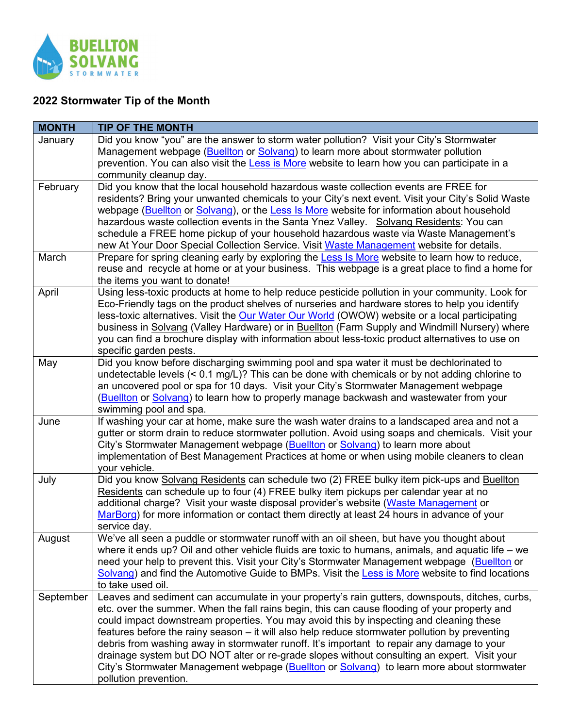BUELLTON SOLVANG STORMWATER

## 2022 Stormwater Tip of the Month

| MONTH | TIP OF THE MONTH |
|---|---|
| January | Did you know "you" are the answer to storm water pollution? Visit your City's Stormwater Management webpage (Buellton or Solvang) to learn more about stormwater pollution prevention. You can also visit the Less is More website to learn how you can participate in a community cleanup day. |
| February | Did you know that the local household hazardous waste collection events are FREE for residents? Bring your unwanted chemicals to your City's next event. Visit your City's Solid Waste webpage (Buellton or Solvang), or the Less Is More website for information about household hazardous waste collection events in the Santa Ynez Valley. Solvang Residents: You can schedule a FREE home pickup of your household hazardous waste via Waste Management's new At Your Door Special Collection Service. Visit Waste Management website for details. |
| March | Prepare for spring cleaning early by exploring the Less Is More website to learn how to reduce, reuse and recycle at home or at your business. This webpage is a great place to find a home for the items you want to donate! |
| April | Using less-toxic products at home to help reduce pesticide pollution in your community. Look for Eco-Friendly tags on the product shelves of nurseries and hardware stores to help you identify less-toxic alternatives. Visit the Our Water Our World (OWOW) website or a local participating business in Solvang (Valley Hardware) or in Buellton (Farm Supply and Windmill Nursery) where you can find a brochure display with information about less-toxic product alternatives to use on specific garden pests. |
| May | Did you know before discharging swimming pool and spa water it must be dechlorinated to undetectable levels (< 0.1 mg/L)? This can be done with chemicals or by not adding chlorine to an uncovered pool or spa for 10 days. Visit your City's Stormwater Management webpage (Buellton or Solvang) to learn how to properly manage backwash and wastewater from your swimming pool and spa. |
| June | If washing your car at home, make sure the wash water drains to a landscaped area and not a gutter or storm drain to reduce stormwater pollution. Avoid using soaps and chemicals. Visit your City's Stormwater Management webpage (Buellton or Solvang) to learn more about implementation of Best Management Practices at home or when using mobile cleaners to clean your vehicle. |
| July | Did you know Solvang Residents can schedule two (2) FREE bulky item pick-ups and Buellton Residents can schedule up to four (4) FREE bulky item pickups per calendar year at no additional charge? Visit your waste disposal provider's website (Waste Management or MarBorg) for more information or contact them directly at least 24 hours in advance of your service day. |
| August | We've all seen a puddle or stormwater runoff with an oil sheen, but have you thought about where it ends up? Oil and other vehicle fluids are toxic to humans, animals, and aquatic life – we need your help to prevent this. Visit your City's Stormwater Management webpage (Buellton or Solvang) and find the Automotive Guide to BMPs. Visit the Less is More website to find locations to take used oil. |
| September | Leaves and sediment can accumulate in your property's rain gutters, downspouts, ditches, curbs, etc. over the summer. When the fall rains begin, this can cause flooding of your property and could impact downstream properties. You may avoid this by inspecting and cleaning these features before the rainy season – it will also help reduce stormwater pollution by preventing debris from washing away in stormwater runoff. It's important to repair any damage to your drainage system but DO NOT alter or re-grade slopes without consulting an expert. Visit your City's Stormwater Management webpage (Buellton or Solvang) to learn more about stormwater pollution prevention. |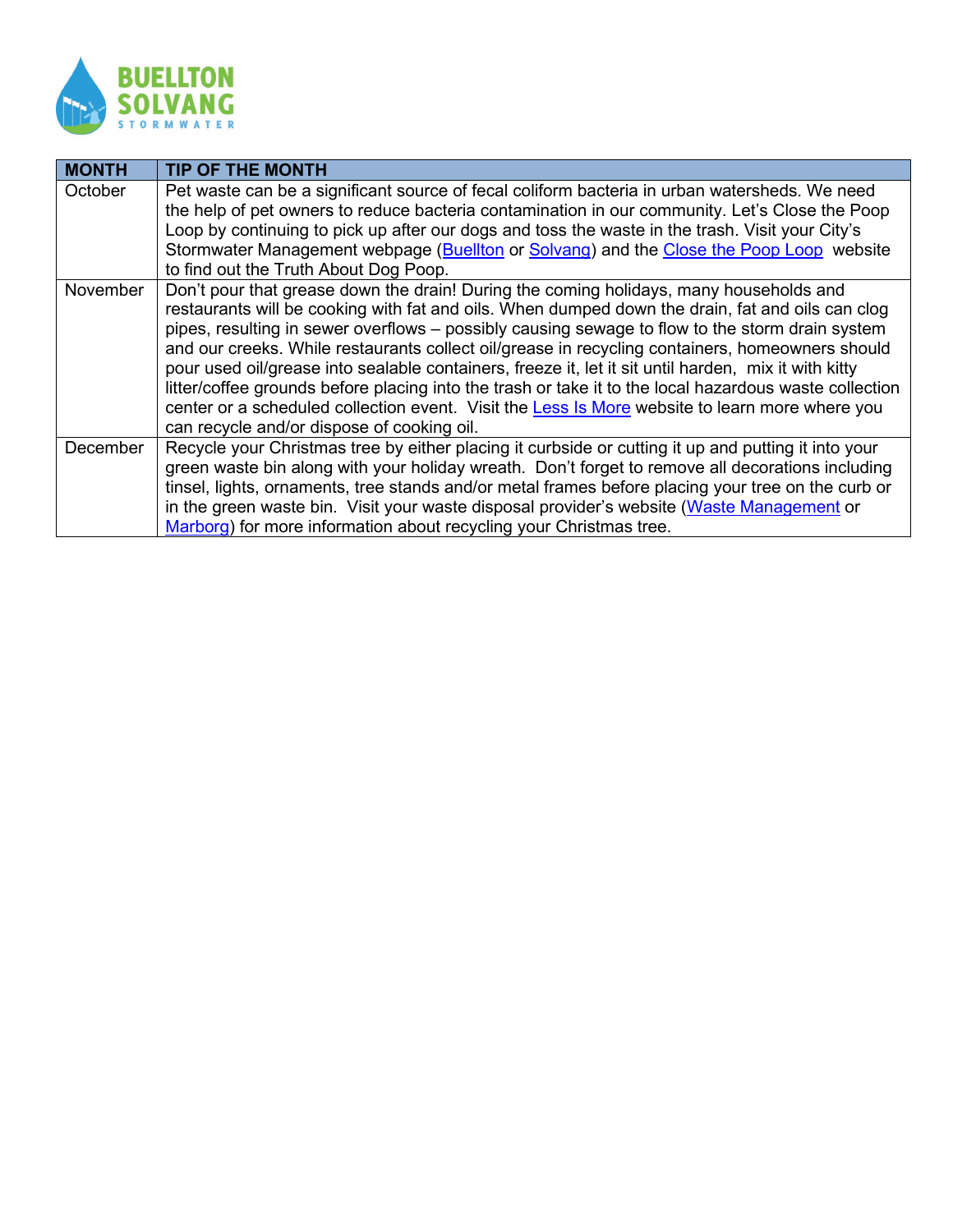| MONTH | TIP OF THE MONTH |
| --- | --- |
| October | Pet waste can be a significant source of fecal coliform bacteria in urban watersheds. We need the help of pet owners to reduce bacteria contamination in our community. Let's Close the Poop Loop by continuing to pick up after our dogs and toss the waste in the trash. Visit your City's Stormwater Management webpage (Buellton or Solvang) and the Close the Poop Loop website to find out the Truth About Dog Poop. |
| November | Don't pour that grease down the drain! During the coming holidays, many households and restaurants will be cooking with fat and oils. When dumped down the drain, fat and oils can clog pipes, resulting in sewer overflows – possibly causing sewage to flow to the storm drain system and our creeks. While restaurants collect oil/grease in recycling containers, homeowners should pour used oil/grease into sealable containers, freeze it, let it sit until harden, mix it with kitty litter/coffee grounds before placing into the trash or take it to the local hazardous waste collection center or a scheduled collection event. Visit the Less Is More website to learn more where you can recycle and/or dispose of cooking oil. |
| December | Recycle your Christmas tree by either placing it curbside or cutting it up and putting it into your green waste bin along with your holiday wreath. Don't forget to remove all decorations including tinsel, lights, ornaments, tree stands and/or metal frames before placing your tree on the curb or in the green waste bin. Visit your waste disposal provider's website (Waste Management or Marborg) for more information about recycling your Christmas tree. |